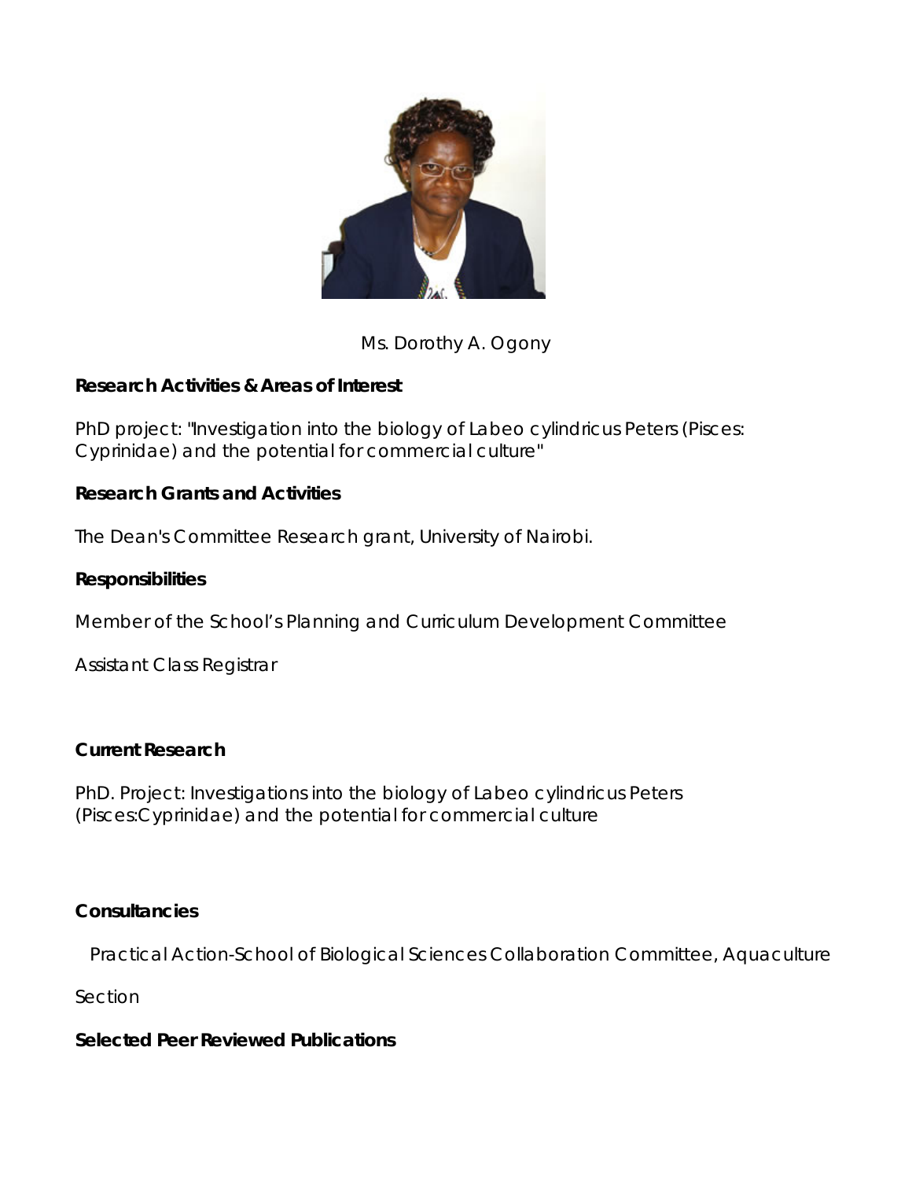Ms. Dorothy A. Ogony

**Research Activities & Areas of Interest**

PhD project: "Investigation into the biology of Labeo cylindricus Peters (Pisces: Cyprinidae) and the potential for commercial culture"

**Research Grants and Activities**

The Dean's Committee Research grant, University of Nairobi.

**Responsibilities**

Member of the School's Planning and Curriculum Development Committee

Assistant Class Registrar

**Current Research**

PhD. Project: Investigations into the biology of Labeo cylindricus Peters (Pisces:Cyprinidae) and the potential for commercial culture

**Consultancies**

Practical Action-School of Biological Sciences Collaboration Committee, Aquaculture Section

**Selected Peer Reviewed Publications**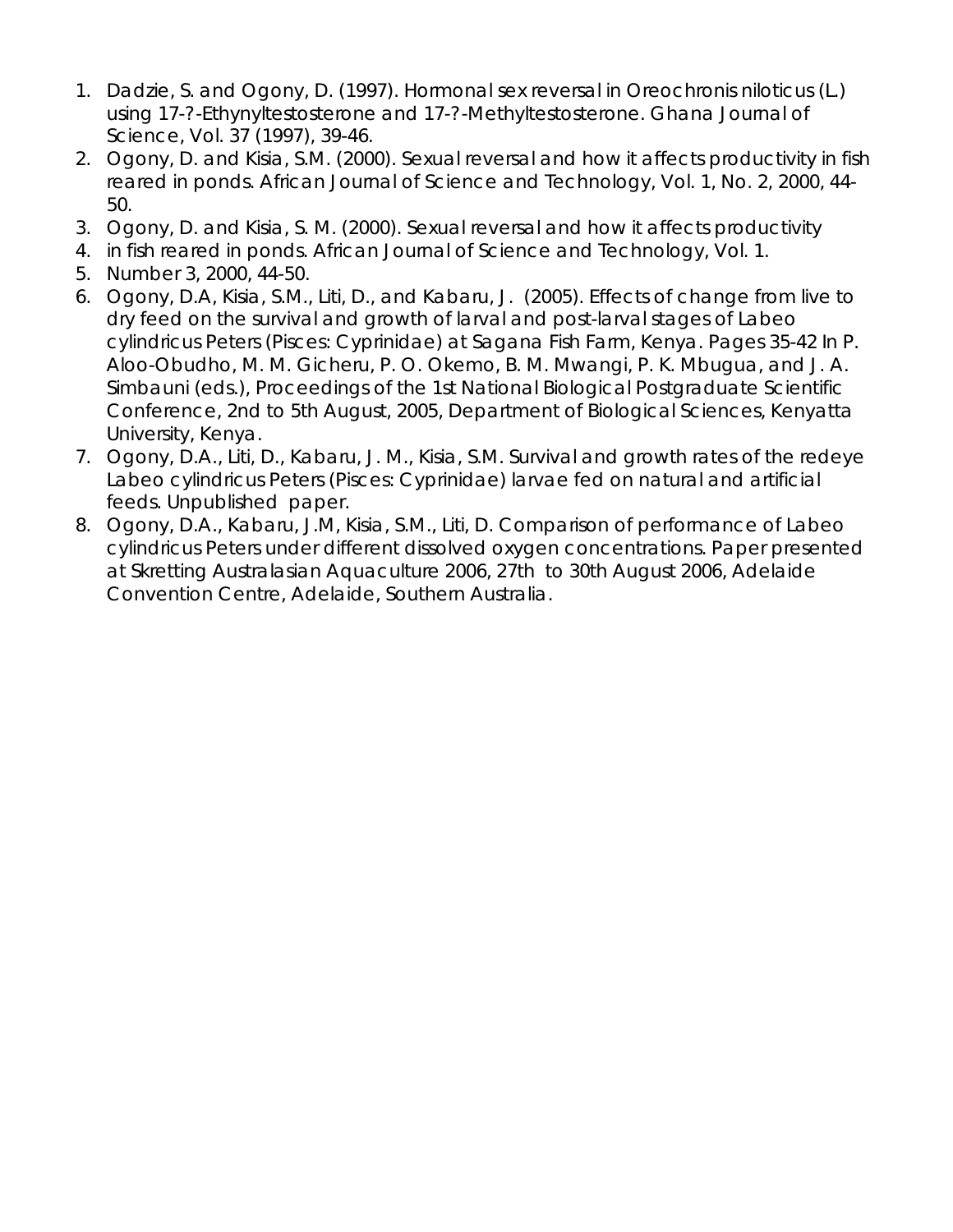1. Dadzie, S. and Ogony, D. (1997). Hormonal sex reversal in Oreochronis niloticus (L.) using 17-?-Ethynyltestosterone and 17-?-Methyltestosterone. Ghana Journal of Science, Vol. 37 (1997), 39-46.
2. Ogony, D. and Kisia, S.M. (2000). Sexual reversal and how it affects productivity in fish reared in ponds. African Journal of Science and Technology, Vol. 1, No. 2, 2000, 44-50.
3. Ogony, D. and Kisia, S. M. (2000). Sexual reversal and how it affects productivity
4. in fish reared in ponds. African Journal of Science and Technology, Vol. 1.
5. Number 3, 2000, 44-50.
6. Ogony, D.A, Kisia, S.M., Liti, D., and Kabaru, J. (2005). Effects of change from live to dry feed on the survival and growth of larval and post-larval stages of Labeo cylindricus Peters (Pisces: Cyprinidae) at Sagana Fish Farm, Kenya. Pages 35-42 In P. Aloo-Obudho, M. M. Gicheru, P. O. Okemo, B. M. Mwangi, P. K. Mbugua, and J. A. Simbauni (eds.), Proceedings of the 1st National Biological Postgraduate Scientific Conference, 2nd to 5th August, 2005, Department of Biological Sciences, Kenyatta University, Kenya.
7. Ogony, D.A., Liti, D., Kabaru, J. M., Kisia, S.M. Survival and growth rates of the redeye Labeo cylindricus Peters (Pisces: Cyprinidae) larvae fed on natural and artificial feeds. Unpublished paper.
8. Ogony, D.A., Kabaru, J.M, Kisia, S.M., Liti, D. Comparison of performance of Labeo cylindricus Peters under different dissolved oxygen concentrations. Paper presented at Skretting Australasian Aquaculture 2006, 27th to 30th August 2006, Adelaide Convention Centre, Adelaide, Southern Australia.